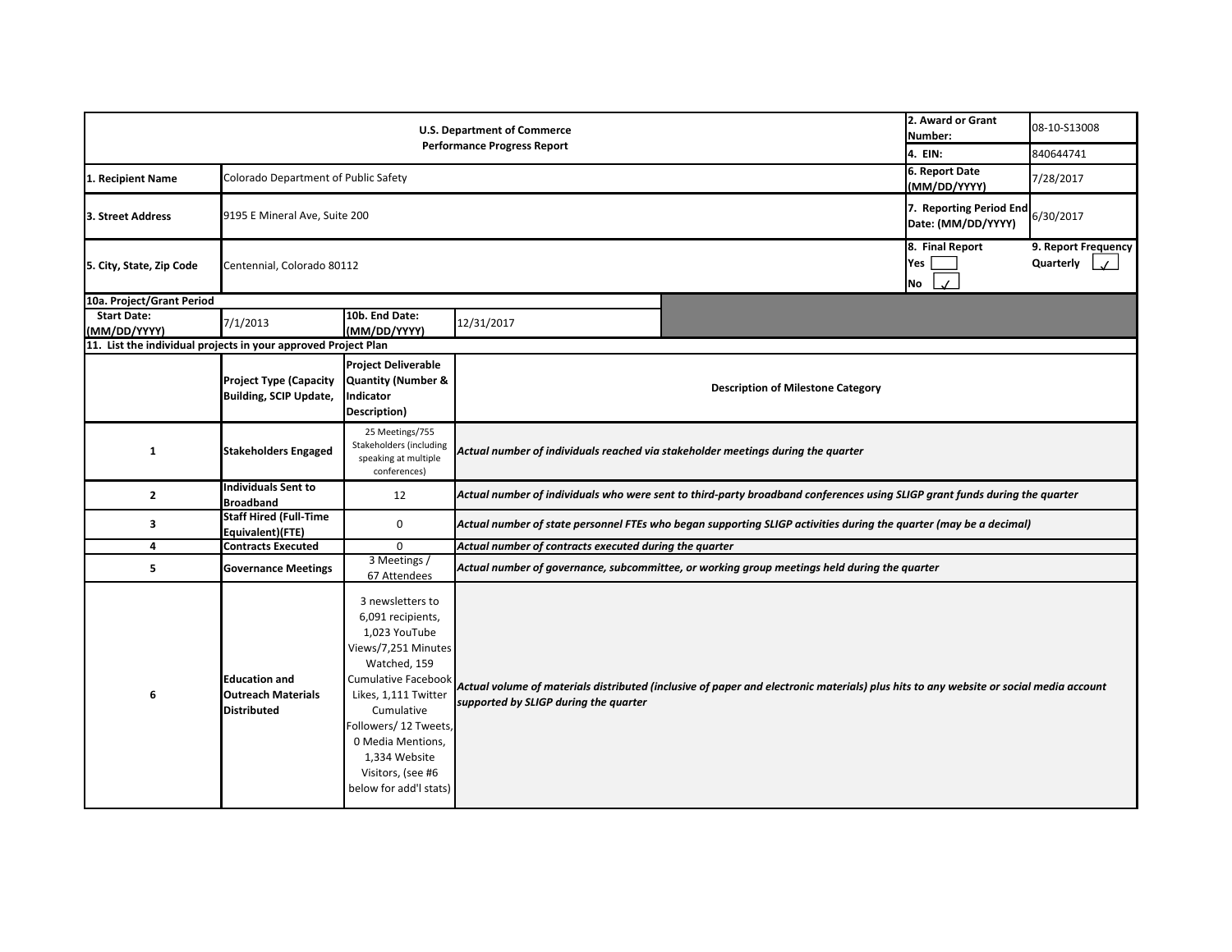| U.S. Department of Commerce<br>Performance Progress Report | | | | 2. Award or Grant Number: | 08-10-S13008 |
|---|---|---|---|---|---|
| | | | | 4. EIN: | 840644741 |
| 1. Recipient Name | Colorado Department of Public Safety | | | 6. Report Date (MM/DD/YYYY) | 7/28/2017 |
| 3. Street Address | 9195 E Mineral Ave, Suite 200 | | | 7. Reporting Period End Date: (MM/DD/YYYY) | 6/30/2017 |
| 5. City, State, Zip Code | Centennial, Colorado 80112 | | | 8. Final Report<br>Yes ☐<br>No ☑ | 9. Report Frequency<br>Quarterly ☑ |
| 10a. Project/Grant Period | | | | | |
| Start Date: (MM/DD/YYYY) | 7/1/2013 | 10b. End Date: (MM/DD/YYYY) | 12/31/2017 | | |

**11. List the individual projects in your approved Project Plan**

| | Project Type (Capacity Building, SCIP Update, | Project Deliverable Quantity (Number & Indicator Description) | Description of Milestone Category |
|---|---|---|---|
| 1 | Stakeholders Engaged | 25 Meetings/755 Stakeholders (including speaking at multiple conferences) | *Actual number of individuals reached via stakeholder meetings during the quarter* |
| 2 | Individuals Sent to Broadband | 12 | *Actual number of individuals who were sent to third-party broadband conferences using SLIGP grant funds during the quarter* |
| 3 | Staff Hired (Full-Time Equivalent)(FTE) | 0 | *Actual number of state personnel FTEs who began supporting SLIGP activities during the quarter (may be a decimal)* |
| 4 | Contracts Executed | 0 | *Actual number of contracts executed during the quarter* |
| 5 | Governance Meetings | 3 Meetings / 67 Attendees | *Actual number of governance, subcommittee, or working group meetings held during the quarter* |
| 6 | Education and Outreach Materials Distributed | 3 newsletters to 6,091 recipients, 1,023 YouTube Views/7,251 Minutes Watched, 159 Cumulative Facebook Likes, 1,111 Twitter Cumulative Followers/ 12 Tweets, 0 Media Mentions, 1,334 Website Visitors, (see #6 below for add'l stats) | *Actual volume of materials distributed (inclusive of paper and electronic materials) plus hits to any website or social media account supported by SLIGP during the quarter* |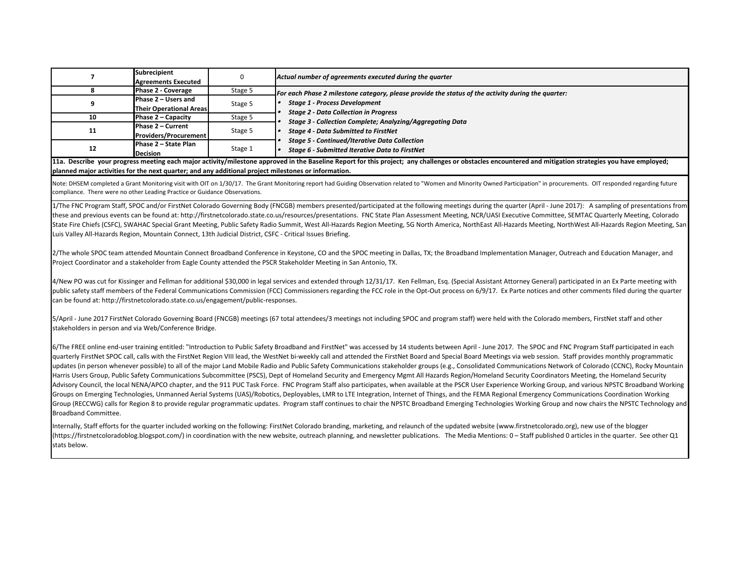| | | | |
|---|---|---|---|
| 7 | **Subrecipient Agreements Executed** | 0 | ***Actual number of agreements executed during the quarter*** |
| 8 | **Phase 2 - Coverage** | Stage 5 | ***For each Phase 2 milestone category, please provide the status of the activity during the quarter:*** • ***Stage 1 - Process Development*** • ***Stage 2 - Data Collection in Progress*** • ***Stage 3 - Collection Complete; Analyzing/Aggregating Data*** • ***Stage 4 - Data Submitted to FirstNet*** • ***Stage 5 - Continued/Iterative Data Collection*** • ***Stage 6 - Submitted Iterative Data to FirstNet*** |
| 9 | **Phase 2 – Users and Their Operational Areas** | Stage 5 | |
| 10 | **Phase 2 – Capacity** | Stage 5 | |
| 11 | **Phase 2 – Current Providers/Procurement** | Stage 5 | |
| 12 | **Phase 2 – State Plan Decision** | Stage 1 | |

**11a. Describe your progress meeting each major activity/milestone approved in the Baseline Report for this project; any challenges or obstacles encountered and mitigation strategies you have employed; planned major activities for the next quarter; and any additional project milestones or information.**

Note: DHSEM completed a Grant Monitoring visit with OIT on 1/30/17. The Grant Monitoring report had Guiding Observation related to "Women and Minority Owned Participation" in procurements. OIT responded regarding future compliance. There were no other Leading Practice or Guidance Observations.

1/The FNC Program Staff, SPOC and/or FirstNet Colorado Governing Body (FNCGB) members presented/participated at the following meetings during the quarter (April - June 2017): A sampling of presentations from these and previous events can be found at: http://firstnetcolorado.state.co.us/resources/presentations. FNC State Plan Assessment Meeting, NCR/UASI Executive Committee, SEMTAC Quarterly Meeting, Colorado State Fire Chiefs (CSFC), SWAHAC Special Grant Meeting, Public Safety Radio Summit, West All-Hazards Region Meeting, 5G North America, NorthEast All-Hazards Meeting, NorthWest All-Hazards Region Meeting, San Luis Valley All-Hazards Region, Mountain Connect, 13th Judicial District, CSFC - Critical Issues Briefing.

2/The whole SPOC team attended Mountain Connect Broadband Conference in Keystone, CO and the SPOC meeting in Dallas, TX; the Broadband Implementation Manager, Outreach and Education Manager, and Project Coordinator and a stakeholder from Eagle County attended the PSCR Stakeholder Meeting in San Antonio, TX.

4/New PO was cut for Kissinger and Fellman for additional $30,000 in legal services and extended through 12/31/17. Ken Fellman, Esq. (Special Assistant Attorney General) participated in an Ex Parte meeting with public safety staff members of the Federal Communications Commission (FCC) Commissioners regarding the FCC role in the Opt-Out process on 6/9/17. Ex Parte notices and other comments filed during the quarter can be found at: http://firstnetcolorado.state.co.us/engagement/public-responses.

5/April - June 2017 FirstNet Colorado Governing Board (FNCGB) meetings (67 total attendees/3 meetings not including SPOC and program staff) were held with the Colorado members, FirstNet staff and other stakeholders in person and via Web/Conference Bridge.

6/The FREE online end-user training entitled: "Introduction to Public Safety Broadband and FirstNet" was accessed by 14 students between April - June 2017. The SPOC and FNC Program Staff participated in each quarterly FirstNet SPOC call, calls with the FirstNet Region VIII lead, the WestNet bi-weekly call and attended the FirstNet Board and Special Board Meetings via web session. Staff provides monthly programmatic updates (in person whenever possible) to all of the major Land Mobile Radio and Public Safety Communications stakeholder groups (e.g., Consolidated Communications Network of Colorado (CCNC), Rocky Mountain Harris Users Group, Public Safety Communications Subcommittee (PSCS), Dept of Homeland Security and Emergency Mgmt All Hazards Region/Homeland Security Coordinators Meeting, the Homeland Security Advisory Council, the local NENA/APCO chapter, and the 911 PUC Task Force. FNC Program Staff also participates, when available at the PSCR User Experience Working Group, and various NPSTC Broadband Working Groups on Emerging Technologies, Unmanned Aerial Systems (UAS)/Robotics, Deployables, LMR to LTE Integration, Internet of Things, and the FEMA Regional Emergency Communications Coordination Working Group (RECCWG) calls for Region 8 to provide regular programmatic updates. Program staff continues to chair the NPSTC Broadband Emerging Technologies Working Group and now chairs the NPSTC Technology and Broadband Committee.

Internally, Staff efforts for the quarter included working on the following: FirstNet Colorado branding, marketing, and relaunch of the updated website (www.firstnetcolorado.org), new use of the blogger (https://firstnetcoloradoblog.blogspot.com/) in coordination with the new website, outreach planning, and newsletter publications. The Media Mentions: 0 – Staff published 0 articles in the quarter. See other Q1 stats below.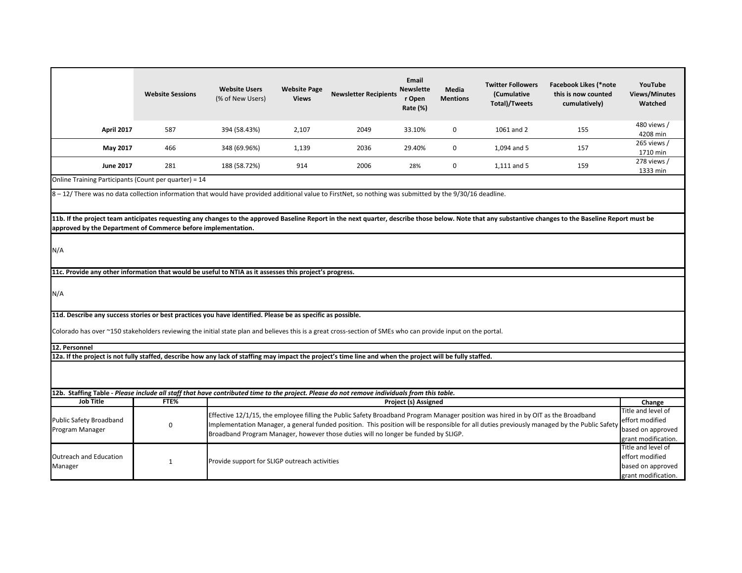| | Website Sessions | Website Users (% of New Users) | Website Page Views | Newsletter Recipients | Email Newsletter Open Rate (%) | Media Mentions | Twitter Followers (Cumulative Total)/Tweets | Facebook Likes (*note this is now counted cumulatively) | YouTube Views/Minutes Watched |
|---|---|---|---|---|---|---|---|---|---|
| **April 2017** | 587 | 394 (58.43%) | 2,107 | 2049 | 33.10% | 0 | 1061 and 2 | 155 | 480 views / 4208 min |
| **May 2017** | 466 | 348 (69.96%) | 1,139 | 2036 | 29.40% | 0 | 1,094 and 5 | 157 | 265 views / 1710 min |
| **June 2017** | 281 | 188 (58.72%) | 914 | 2006 | 28% | 0 | 1,111 and 5 | 159 | 278 views / 1333 min |

Online Training Participants (Count per quarter) = 14

8 – 12/ There was no data collection information that would have provided additional value to FirstNet, so nothing was submitted by the 9/30/16 deadline.

**11b. If the project team anticipates requesting any changes to the approved Baseline Report in the next quarter, describe those below. Note that any substantive changes to the Baseline Report must be approved by the Department of Commerce before implementation.**

N/A

**11c. Provide any other information that would be useful to NTIA as it assesses this project's progress.**

N/A

**11d. Describe any success stories or best practices you have identified. Please be as specific as possible.**

Colorado has over ~150 stakeholders reviewing the initial state plan and believes this is a great cross-section of SMEs who can provide input on the portal.

**12. Personnel**

**12a. If the project is not fully staffed, describe how any lack of staffing may impact the project's time line and when the project will be fully staffed.**

**12b. Staffing Table** - *Please include all staff that have contributed time to the project. Please do not remove individuals from this table.*

| Job Title | FTE% | Project (s) Assigned | Change |
|---|---|---|---|
| Public Safety Broadband Program Manager | 0 | Effective 12/1/15, the employee filling the Public Safety Broadband Program Manager position was hired in by OIT as the Broadband Implementation Manager, a general funded position. This position will be responsible for all duties previously managed by the Public Safety Broadband Program Manager, however those duties will no longer be funded by SLIGP. | Title and level of effort modified based on approved grant modification. |
| Outreach and Education Manager | 1 | Provide support for SLIGP outreach activities | Title and level of effort modified based on approved grant modification. |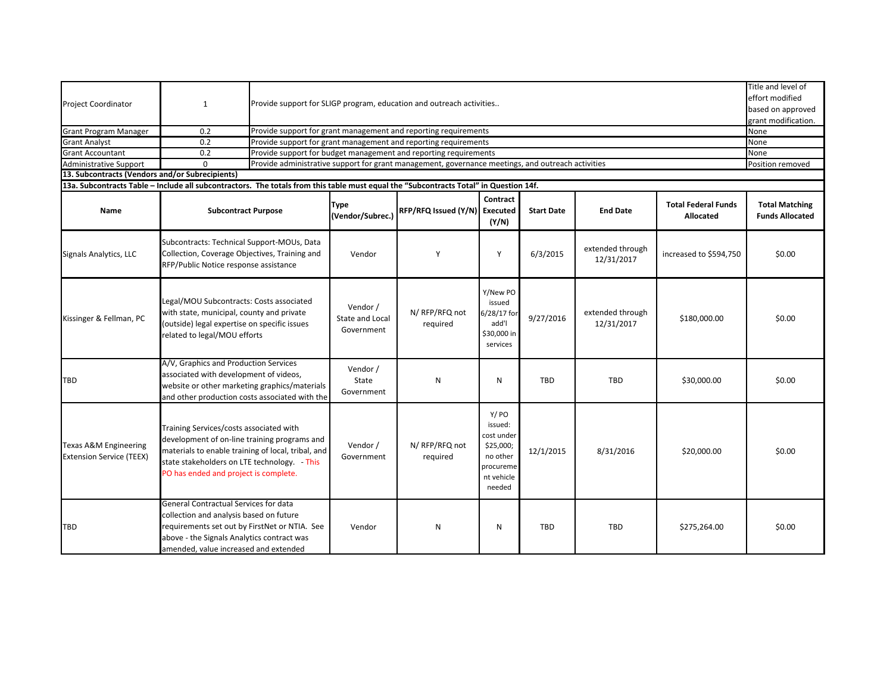| Project Coordinator | 1 | Provide support for SLIGP program, education and outreach activities.. | Title and level of effort modified based on approved grant modification. |
|---|---|---|---|
| Grant Program Manager | 0.2 | Provide support for grant management and reporting requirements | None |
| Grant Analyst | 0.2 | Provide support for grant management and reporting requirements | None |
| Grant Accountant | 0.2 | Provide support for budget management and reporting requirements | None |
| Administrative Support | 0 | Provide administrative support for grant management, governance meetings, and outreach activities | Position removed |

**13. Subcontracts (Vendors and/or Subrecipients)**

**13a. Subcontracts Table – Include all subcontractors. The totals from this table must equal the "Subcontracts Total" in Question 14f.**

| Name | Subcontract Purpose | Type (Vendor/Subrec.) | RFP/RFQ Issued (Y/N) | Contract Executed (Y/N) | Start Date | End Date | Total Federal Funds Allocated | Total Matching Funds Allocated |
|---|---|---|---|---|---|---|---|---|
| Signals Analytics, LLC | Subcontracts: Technical Support-MOUs, Data Collection, Coverage Objectives, Training and RFP/Public Notice response assistance | Vendor | Y | Y | 6/3/2015 | extended through 12/31/2017 | increased to $594,750 | $0.00 |
| Kissinger & Fellman, PC | Legal/MOU Subcontracts: Costs associated with state, municipal, county and private (outside) legal expertise on specific issues related to legal/MOU efforts | Vendor / State and Local Government | N/ RFP/RFQ not required | Y/New PO issued 6/28/17 for add'l $30,000 in services | 9/27/2016 | extended through 12/31/2017 | $180,000.00 | $0.00 |
| TBD | A/V, Graphics and Production Services associated with development of videos, website or other marketing graphics/materials and other production costs associated with the | Vendor / State Government | N | N | TBD | TBD | $30,000.00 | $0.00 |
| Texas A&M Engineering Extension Service (TEEX) | Training Services/costs associated with development of on-line training programs and materials to enable training of local, tribal, and state stakeholders on LTE technology. - This PO has ended and project is complete. | Vendor / Government | N/ RFP/RFQ not required | Y/ PO issued: cost under $25,000; no other procurement vehicle needed | 12/1/2015 | 8/31/2016 | $20,000.00 | $0.00 |
| TBD | General Contractual Services for data collection and analysis based on future requirements set out by FirstNet or NTIA. See above - the Signals Analytics contract was amended, value increased and extended | Vendor | N | N | TBD | TBD | $275,264.00 | $0.00 |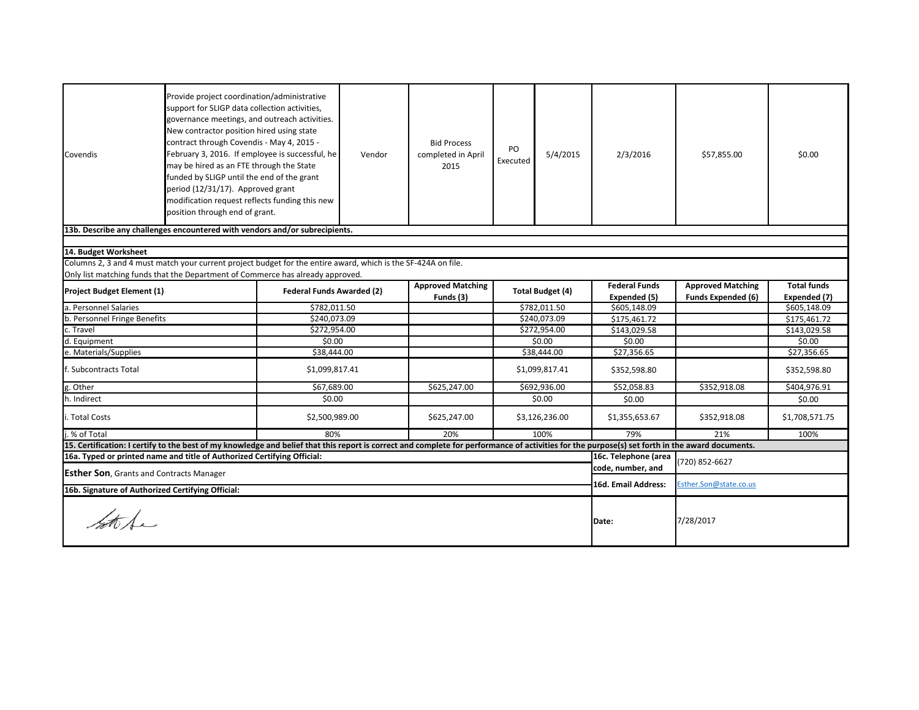| | | | | | | | | |
|---|---|---|---|---|---|---|---|---|
| Covendis | Provide project coordination/administrative support for SLIGP data collection activities, governance meetings, and outreach activities. New contractor position hired using state contract through Covendis - May 4, 2015 - February 3, 2016. If employee is successful, he may be hired as an FTE through the State funded by SLIGP until the end of the grant period (12/31/17). Approved grant modification request reflects funding this new position through end of grant. | Vendor | Bid Process completed in April 2015 | PO Executed | 5/4/2015 | 2/3/2016 | $57,855.00 | $0.00 |

**13b. Describe any challenges encountered with vendors and/or subrecipients.**

**14. Budget Worksheet**

Columns 2, 3 and 4 must match your current project budget for the entire award, which is the SF-424A on file.
Only list matching funds that the Department of Commerce has already approved.

| Project Budget Element (1) | Federal Funds Awarded (2) | Approved Matching Funds (3) | Total Budget (4) | Federal Funds Expended (5) | Approved Matching Funds Expended (6) | Total funds Expended (7) |
|---|---|---|---|---|---|---|
| a. Personnel Salaries | $782,011.50 | | $782,011.50 | $605,148.09 | | $605,148.09 |
| b. Personnel Fringe Benefits | $240,073.09 | | $240,073.09 | $175,461.72 | | $175,461.72 |
| c. Travel | $272,954.00 | | $272,954.00 | $143,029.58 | | $143,029.58 |
| d. Equipment | $0.00 | | $0.00 | $0.00 | | $0.00 |
| e. Materials/Supplies | $38,444.00 | | $38,444.00 | $27,356.65 | | $27,356.65 |
| f. Subcontracts Total | $1,099,817.41 | | $1,099,817.41 | $352,598.80 | | $352,598.80 |
| g. Other | $67,689.00 | $625,247.00 | $692,936.00 | $52,058.83 | $352,918.08 | $404,976.91 |
| h. Indirect | $0.00 | | $0.00 | $0.00 | | $0.00 |
| i. Total Costs | $2,500,989.00 | $625,247.00 | $3,126,236.00 | $1,355,653.67 | $352,918.08 | $1,708,571.75 |
| j. % of Total | 80% | 20% | 100% | 79% | 21% | 100% |

**15. Certification: I certify to the best of my knowledge and belief that this report is correct and complete for performance of activities for the purpose(s) set forth in the award documents.**

**16a. Typed or printed name and title of Authorized Certifying Official:**

**Esther Son**, Grants and Contracts Manager

**16c. Telephone (area code, number, and** (720) 852-6627

**16d. Email Address:** Esther.Son@state.co.us

**16b. Signature of Authorized Certifying Official:**

**Date:** 7/28/2017